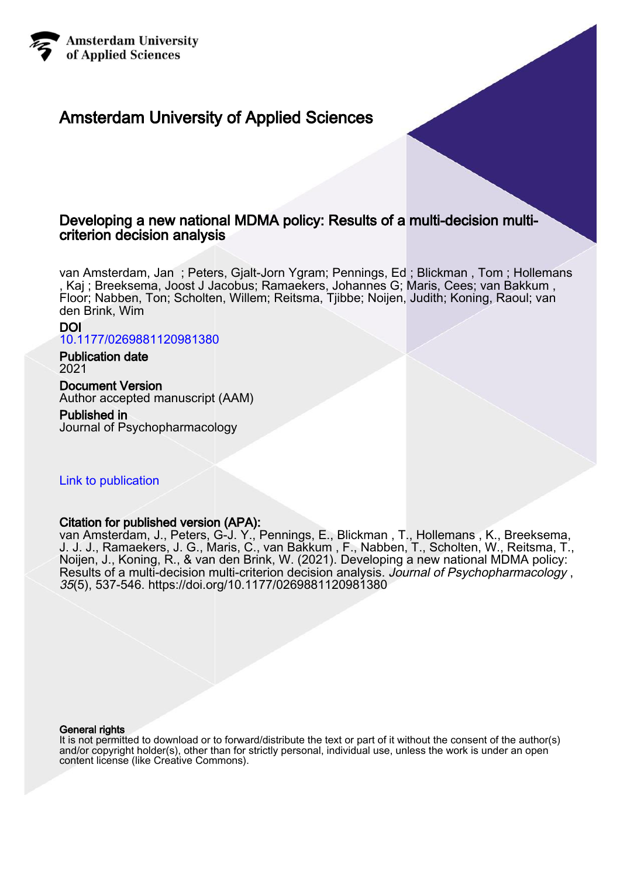Amsterdam University of Applied Sciences

# Amsterdam University of Applied Sciences

## Developing a new national MDMA policy: Results of a multi-decision multi-criterion decision analysis

van Amsterdam, Jan ; Peters, Gjalt-Jorn Ygram; Pennings, Ed ; Blickman , Tom ; Hollemans , Kaj ; Breeksema, Joost J Jacobus; Ramaekers, Johannes G; Maris, Cees; van Bakkum , Floor; Nabben, Ton; Scholten, Willem; Reitsma, Tjibbe; Noijen, Judith; Koning, Raoul; van den Brink, Wim

**DOI**
10.1177/0269881120981380

**Publication date**
2021

**Document Version**
Author accepted manuscript (AAM)

**Published in**
Journal of Psychopharmacology

Link to publication

**Citation for published version (APA):**
van Amsterdam, J., Peters, G-J. Y., Pennings, E., Blickman , T., Hollemans , K., Breeksema, J. J. J., Ramaekers, J. G., Maris, C., van Bakkum , F., Nabben, T., Scholten, W., Reitsma, T., Noijen, J., Koning, R., & van den Brink, W. (2021). Developing a new national MDMA policy: Results of a multi-decision multi-criterion decision analysis. *Journal of Psychopharmacology* , *35*(5), 537-546. https://doi.org/10.1177/0269881120981380

**General rights**
It is not permitted to download or to forward/distribute the text or part of it without the consent of the author(s) and/or copyright holder(s), other than for strictly personal, individual use, unless the work is under an open content license (like Creative Commons).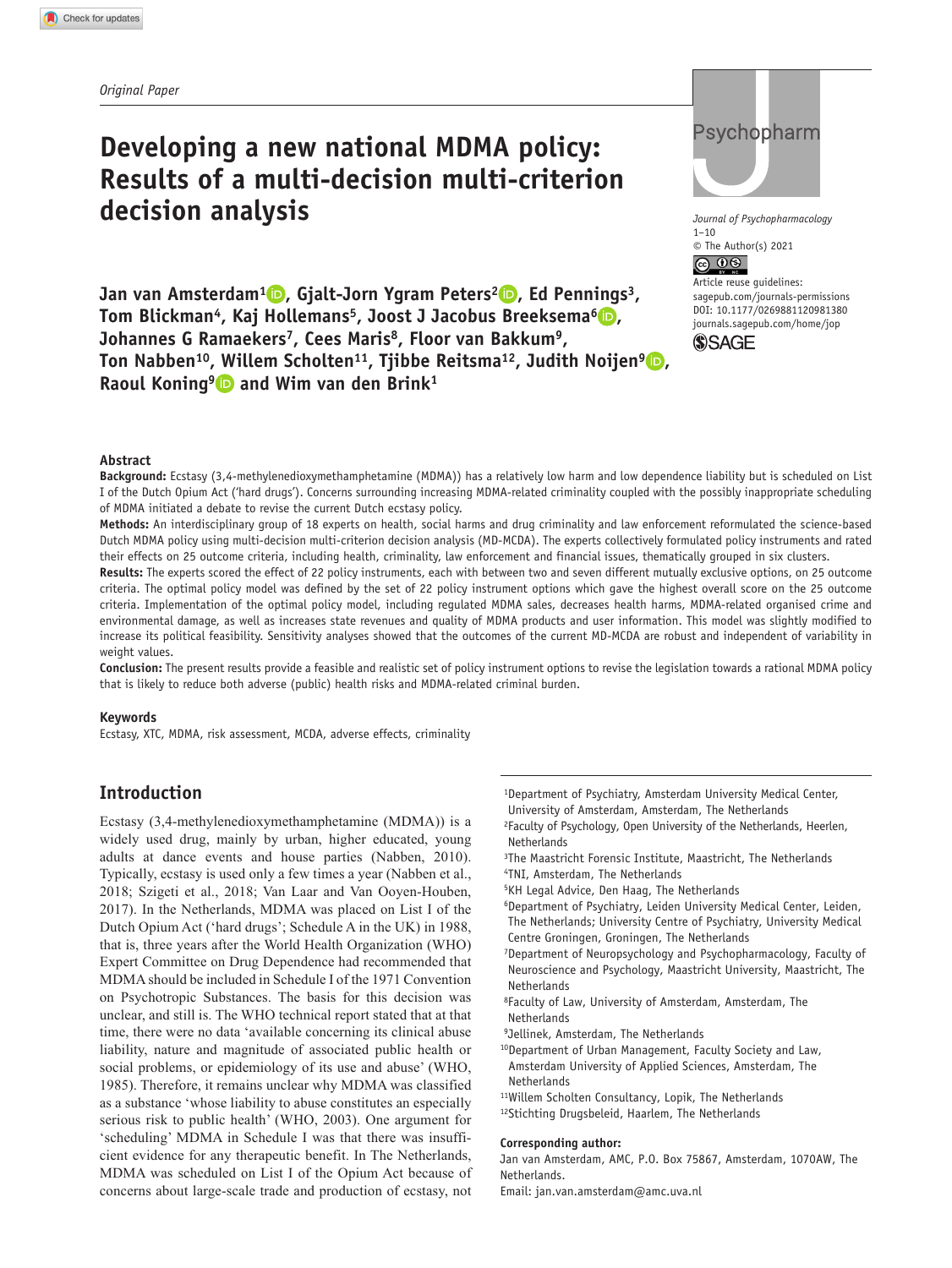Original Paper

# Developing a new national MDMA policy: Results of a multi-decision multi-criterion decision analysis

Journal of Psychopharmacology
1–10
© The Author(s) 2021
Article reuse guidelines: sagepub.com/journals-permissions
DOI: 10.1177/0269881120981380
journals.sagepub.com/home/jop

**Jan van Amsterdam[1], Gjalt-Jorn Ygram Peters[2], Ed Pennings[3], Tom Blickman[4], Kaj Hollemans[5], Joost J Jacobus Breeksema[6], Johannes G Ramaekers[7], Cees Maris[8], Floor van Bakkum[9], Ton Nabben[10], Willem Scholten[11], Tjibbe Reitsma[12], Judith Noijen[9], Raoul Koning[9] and Wim van den Brink[1]**

## Abstract

**Background:** Ecstasy (3,4-methylenedioxymethamphetamine (MDMA)) has a relatively low harm and low dependence liability but is scheduled on List I of the Dutch Opium Act ('hard drugs'). Concerns surrounding increasing MDMA-related criminality coupled with the possibly inappropriate scheduling of MDMA initiated a debate to revise the current Dutch ecstasy policy.

**Methods:** An interdisciplinary group of 18 experts on health, social harms and drug criminality and law enforcement reformulated the science-based Dutch MDMA policy using multi-decision multi-criterion decision analysis (MD-MCDA). The experts collectively formulated policy instruments and rated their effects on 25 outcome criteria, including health, criminality, law enforcement and financial issues, thematically grouped in six clusters.

**Results:** The experts scored the effect of 22 policy instruments, each with between two and seven different mutually exclusive options, on 25 outcome criteria. The optimal policy model was defined by the set of 22 policy instrument options which gave the highest overall score on the 25 outcome criteria. Implementation of the optimal policy model, including regulated MDMA sales, decreases health harms, MDMA-related organised crime and environmental damage, as well as increases state revenues and quality of MDMA products and user information. This model was slightly modified to increase its political feasibility. Sensitivity analyses showed that the outcomes of the current MD-MCDA are robust and independent of variability in weight values.

**Conclusion:** The present results provide a feasible and realistic set of policy instrument options to revise the legislation towards a rational MDMA policy that is likely to reduce both adverse (public) health risks and MDMA-related criminal burden.

## Keywords

Ecstasy, XTC, MDMA, risk assessment, MCDA, adverse effects, criminality

## Introduction

Ecstasy (3,4-methylenedioxymethamphetamine (MDMA)) is a widely used drug, mainly by urban, higher educated, young adults at dance events and house parties (Nabben, 2010). Typically, ecstasy is used only a few times a year (Nabben et al., 2018; Szigeti et al., 2018; Van Laar and Van Ooyen-Houben, 2017). In the Netherlands, MDMA was placed on List I of the Dutch Opium Act ('hard drugs'; Schedule A in the UK) in 1988, that is, three years after the World Health Organization (WHO) Expert Committee on Drug Dependence had recommended that MDMA should be included in Schedule I of the 1971 Convention on Psychotropic Substances. The basis for this decision was unclear, and still is. The WHO technical report stated that at that time, there were no data 'available concerning its clinical abuse liability, nature and magnitude of associated public health or social problems, or epidemiology of its use and abuse' (WHO, 1985). Therefore, it remains unclear why MDMA was classified as a substance 'whose liability to abuse constitutes an especially serious risk to public health' (WHO, 2003). One argument for 'scheduling' MDMA in Schedule I was that there was insufficient evidence for any therapeutic benefit. In The Netherlands, MDMA was scheduled on List I of the Opium Act because of concerns about large-scale trade and production of ecstasy, not

[1]Department of Psychiatry, Amsterdam University Medical Center, University of Amsterdam, Amsterdam, The Netherlands
[2]Faculty of Psychology, Open University of the Netherlands, Heerlen, Netherlands
[3]The Maastricht Forensic Institute, Maastricht, The Netherlands
[4]TNI, Amsterdam, The Netherlands
[5]KH Legal Advice, Den Haag, The Netherlands
[6]Department of Psychiatry, Leiden University Medical Center, Leiden, The Netherlands; University Centre of Psychiatry, University Medical Centre Groningen, Groningen, The Netherlands
[7]Department of Neuropsychology and Psychopharmacology, Faculty of Neuroscience and Psychology, Maastricht University, Maastricht, The Netherlands
[8]Faculty of Law, University of Amsterdam, Amsterdam, The Netherlands
[9]Jellinek, Amsterdam, The Netherlands
[10]Department of Urban Management, Faculty Society and Law, Amsterdam University of Applied Sciences, Amsterdam, The Netherlands
[11]Willem Scholten Consultancy, Lopik, The Netherlands
[12]Stichting Drugsbeleid, Haarlem, The Netherlands

**Corresponding author:**
Jan van Amsterdam, AMC, P.O. Box 75867, Amsterdam, 1070AW, The Netherlands.
Email: jan.van.amsterdam@amc.uva.nl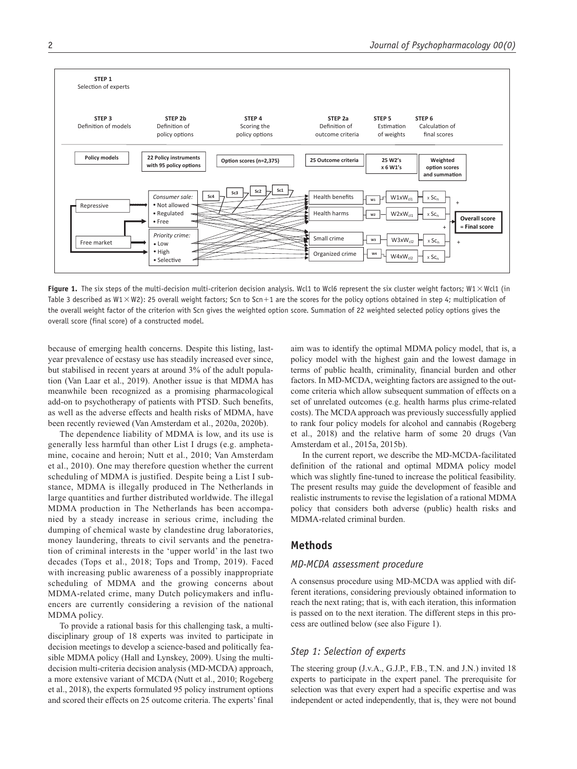**Figure 1.** The six steps of the multi-decision multi-criterion decision analysis. Wcl1 to Wcl6 represent the six cluster weight factors; W1 × Wcl1 (in Table 3 described as W1 × W2): 25 overall weight factors; Scn to Scn+1 are the scores for the policy options obtained in step 4; multiplication of the overall weight factor of the criterion with Scn gives the weighted option score. Summation of 22 weighted selected policy options gives the overall score (final score) of a constructed model.

because of emerging health concerns. Despite this listing, last-year prevalence of ecstasy use has steadily increased ever since, but stabilised in recent years at around 3% of the adult population (Van Laar et al., 2019). Another issue is that MDMA has meanwhile been recognized as a promising pharmacological add-on to psychotherapy of patients with PTSD. Such benefits, as well as the adverse effects and health risks of MDMA, have been recently reviewed (Van Amsterdam et al., 2020a, 2020b).

The dependence liability of MDMA is low, and its use is generally less harmful than other List I drugs (e.g. amphetamine, cocaine and heroin; Nutt et al., 2010; Van Amsterdam et al., 2010). One may therefore question whether the current scheduling of MDMA is justified. Despite being a List I substance, MDMA is illegally produced in The Netherlands in large quantities and further distributed worldwide. The illegal MDMA production in The Netherlands has been accompanied by a steady increase in serious crime, including the dumping of chemical waste by clandestine drug laboratories, money laundering, threats to civil servants and the penetration of criminal interests in the 'upper world' in the last two decades (Tops et al., 2018; Tops and Tromp, 2019). Faced with increasing public awareness of a possibly inappropriate scheduling of MDMA and the growing concerns about MDMA-related crime, many Dutch policymakers and influencers are currently considering a revision of the national MDMA policy.

To provide a rational basis for this challenging task, a multidisciplinary group of 18 experts was invited to participate in decision meetings to develop a science-based and politically feasible MDMA policy (Hall and Lynskey, 2009). Using the multi-decision multi-criteria decision analysis (MD-MCDA) approach, a more extensive variant of MCDA (Nutt et al., 2010; Rogeberg et al., 2018), the experts formulated 95 policy instrument options and scored their effects on 25 outcome criteria. The experts' final aim was to identify the optimal MDMA policy model, that is, a policy model with the highest gain and the lowest damage in terms of public health, criminality, financial burden and other factors. In MD-MCDA, weighting factors are assigned to the outcome criteria which allow subsequent summation of effects on a set of unrelated outcomes (e.g. health harms plus crime-related costs). The MCDA approach was previously successfully applied to rank four policy models for alcohol and cannabis (Rogeberg et al., 2018) and the relative harm of some 20 drugs (Van Amsterdam et al., 2015a, 2015b).

In the current report, we describe the MD-MCDA-facilitated definition of the rational and optimal MDMA policy model which was slightly fine-tuned to increase the political feasibility. The present results may guide the development of feasible and realistic instruments to revise the legislation of a rational MDMA policy that considers both adverse (public) health risks and MDMA-related criminal burden.

## Methods

### *MD-MCDA assessment procedure*

A consensus procedure using MD-MCDA was applied with different iterations, considering previously obtained information to reach the next rating; that is, with each iteration, this information is passed on to the next iteration. The different steps in this process are outlined below (see also Figure 1).

### *Step 1: Selection of experts*

The steering group (J.v.A., G.J.P., F.B., T.N. and J.N.) invited 18 experts to participate in the expert panel. The prerequisite for selection was that every expert had a specific expertise and was independent or acted independently, that is, they were not bound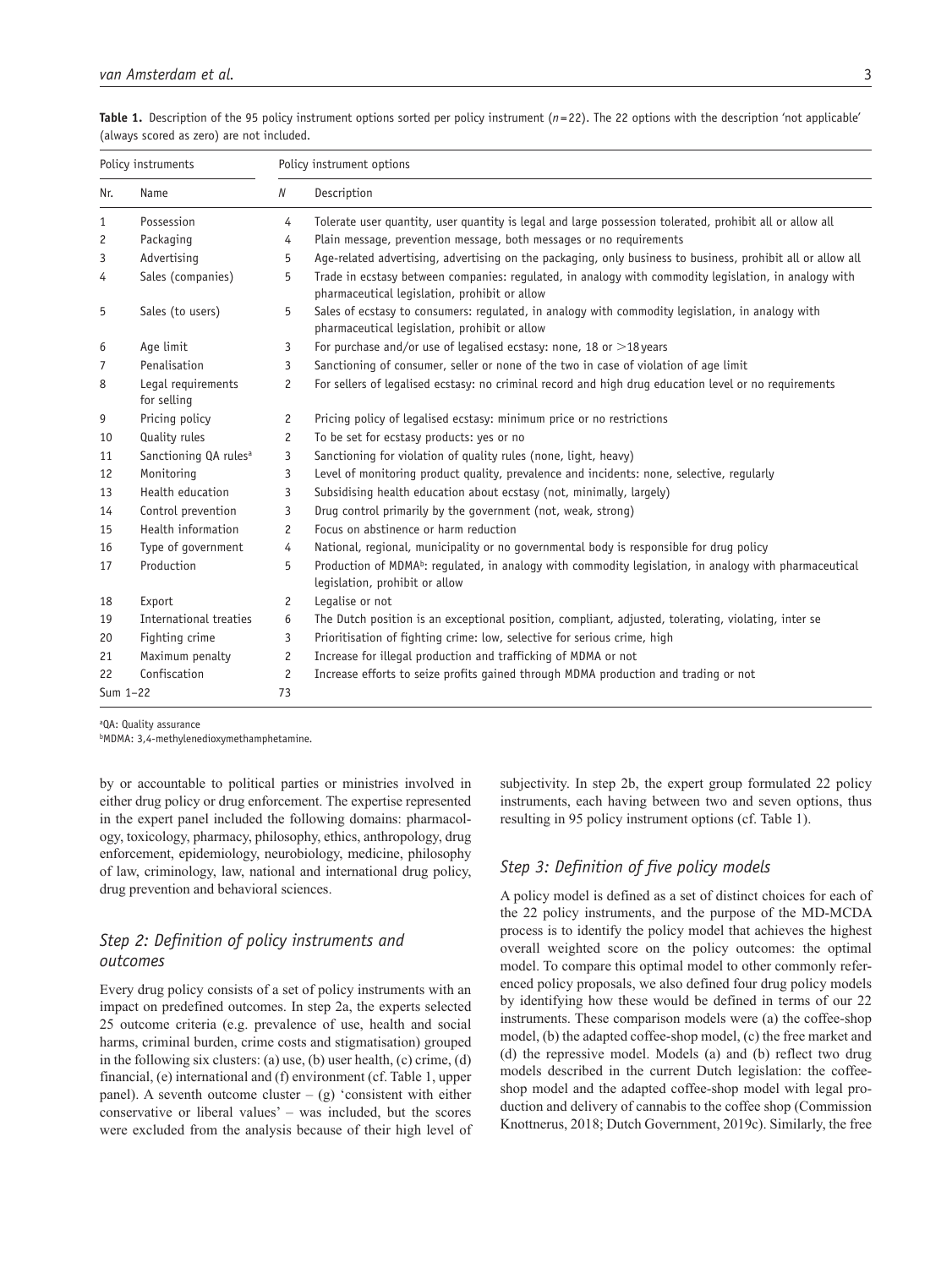**Table 1.** Description of the 95 policy instrument options sorted per policy instrument ($n$=22). The 22 options with the description 'not applicable' (always scored as zero) are not included.

| Policy instruments | | Policy instrument options | |
|---|---|---|---|
| Nr. | Name | N | Description |
| 1 | Possession | 4 | Tolerate user quantity, user quantity is legal and large possession tolerated, prohibit all or allow all |
| 2 | Packaging | 4 | Plain message, prevention message, both messages or no requirements |
| 3 | Advertising | 5 | Age-related advertising, advertising on the packaging, only business to business, prohibit all or allow all |
| 4 | Sales (companies) | 5 | Trade in ecstasy between companies: regulated, in analogy with commodity legislation, in analogy with pharmaceutical legislation, prohibit or allow |
| 5 | Sales (to users) | 5 | Sales of ecstasy to consumers: regulated, in analogy with commodity legislation, in analogy with pharmaceutical legislation, prohibit or allow |
| 6 | Age limit | 3 | For purchase and/or use of legalised ecstasy: none, 18 or >18 years |
| 7 | Penalisation | 3 | Sanctioning of consumer, seller or none of the two in case of violation of age limit |
| 8 | Legal requirements for selling | 2 | For sellers of legalised ecstasy: no criminal record and high drug education level or no requirements |
| 9 | Pricing policy | 2 | Pricing policy of legalised ecstasy: minimum price or no restrictions |
| 10 | Quality rules | 2 | To be set for ecstasy products: yes or no |
| 11 | Sanctioning QA rules[a] | 3 | Sanctioning for violation of quality rules (none, light, heavy) |
| 12 | Monitoring | 3 | Level of monitoring product quality, prevalence and incidents: none, selective, regularly |
| 13 | Health education | 3 | Subsidising health education about ecstasy (not, minimally, largely) |
| 14 | Control prevention | 3 | Drug control primarily by the government (not, weak, strong) |
| 15 | Health information | 2 | Focus on abstinence or harm reduction |
| 16 | Type of government | 4 | National, regional, municipality or no governmental body is responsible for drug policy |
| 17 | Production | 5 | Production of MDMA[b]: regulated, in analogy with commodity legislation, in analogy with pharmaceutical legislation, prohibit or allow |
| 18 | Export | 2 | Legalise or not |
| 19 | International treaties | 6 | The Dutch position is an exceptional position, compliant, adjusted, tolerating, violating, inter se |
| 20 | Fighting crime | 3 | Prioritisation of fighting crime: low, selective for serious crime, high |
| 21 | Maximum penalty | 2 | Increase for illegal production and trafficking of MDMA or not |
| 22 | Confiscation | 2 | Increase efforts to seize profits gained through MDMA production and trading or not |
| Sum 1–22 | | 73 | |

[a]QA: Quality assurance
[b]MDMA: 3,4-methylenedioxymethamphetamine.

by or accountable to political parties or ministries involved in either drug policy or drug enforcement. The expertise represented in the expert panel included the following domains: pharmacology, toxicology, pharmacy, philosophy, ethics, anthropology, drug enforcement, epidemiology, neurobiology, medicine, philosophy of law, criminology, law, national and international drug policy, drug prevention and behavioral sciences.

### *Step 2: Definition of policy instruments and outcomes*

Every drug policy consists of a set of policy instruments with an impact on predefined outcomes. In step 2a, the experts selected 25 outcome criteria (e.g. prevalence of use, health and social harms, criminal burden, crime costs and stigmatisation) grouped in the following six clusters: (a) use, (b) user health, (c) crime, (d) financial, (e) international and (f) environment (cf. Table 1, upper panel). A seventh outcome cluster – (g) 'consistent with either conservative or liberal values' – was included, but the scores were excluded from the analysis because of their high level of subjectivity. In step 2b, the expert group formulated 22 policy instruments, each having between two and seven options, thus resulting in 95 policy instrument options (cf. Table 1).

### *Step 3: Definition of five policy models*

A policy model is defined as a set of distinct choices for each of the 22 policy instruments, and the purpose of the MD-MCDA process is to identify the policy model that achieves the highest overall weighted score on the policy outcomes: the optimal model. To compare this optimal model to other commonly referenced policy proposals, we also defined four drug policy models by identifying how these would be defined in terms of our 22 instruments. These comparison models were (a) the coffee-shop model, (b) the adapted coffee-shop model, (c) the free market and (d) the repressive model. Models (a) and (b) reflect two drug models described in the current Dutch legislation: the coffee-shop model and the adapted coffee-shop model with legal production and delivery of cannabis to the coffee shop (Commission Knottnerus, 2018; Dutch Government, 2019c). Similarly, the free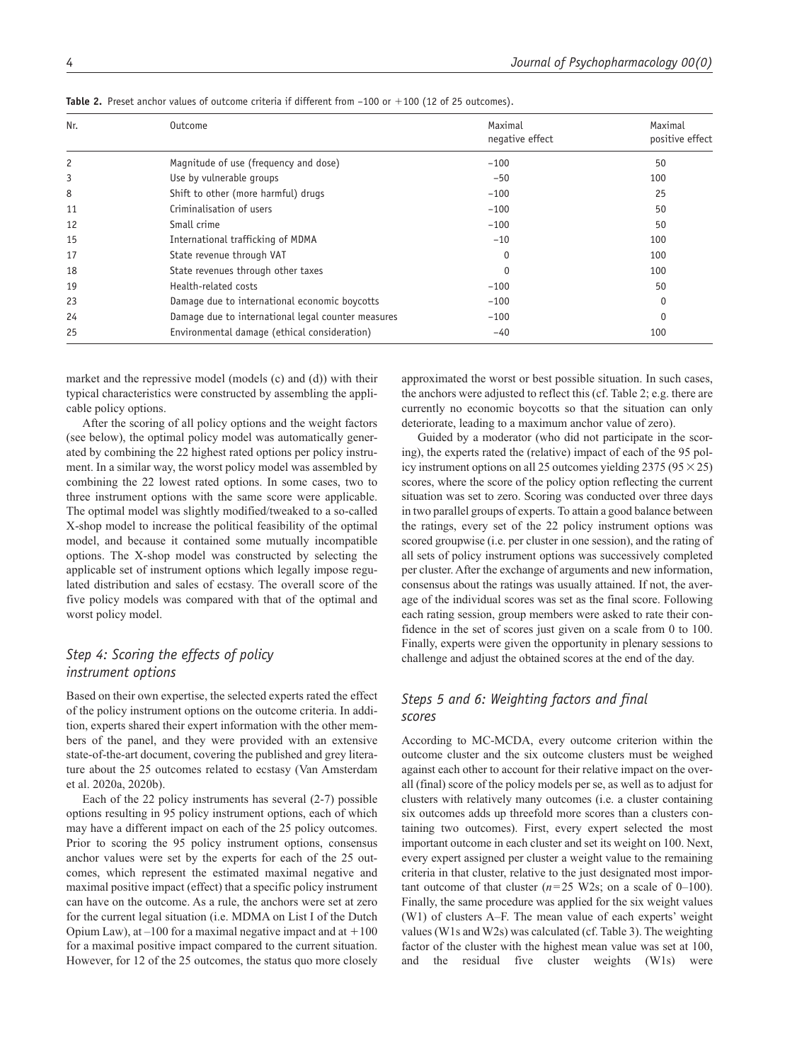**Table 2.** Preset anchor values of outcome criteria if different from −100 or +100 (12 of 25 outcomes).

| Nr. | Outcome | Maximal negative effect | Maximal positive effect |
|---|---|---|---|
| 2 | Magnitude of use (frequency and dose) | −100 | 50 |
| 3 | Use by vulnerable groups | −50 | 100 |
| 8 | Shift to other (more harmful) drugs | −100 | 25 |
| 11 | Criminalisation of users | −100 | 50 |
| 12 | Small crime | −100 | 50 |
| 15 | International trafficking of MDMA | −10 | 100 |
| 17 | State revenue through VAT | 0 | 100 |
| 18 | State revenues through other taxes | 0 | 100 |
| 19 | Health-related costs | −100 | 50 |
| 23 | Damage due to international economic boycotts | −100 | 0 |
| 24 | Damage due to international legal counter measures | −100 | 0 |
| 25 | Environmental damage (ethical consideration) | −40 | 100 |

market and the repressive model (models (c) and (d)) with their typical characteristics were constructed by assembling the applicable policy options.

After the scoring of all policy options and the weight factors (see below), the optimal policy model was automatically generated by combining the 22 highest rated options per policy instrument. In a similar way, the worst policy model was assembled by combining the 22 lowest rated options. In some cases, two to three instrument options with the same score were applicable. The optimal model was slightly modified/tweaked to a so-called X-shop model to increase the political feasibility of the optimal model, and because it contained some mutually incompatible options. The X-shop model was constructed by selecting the applicable set of instrument options which legally impose regulated distribution and sales of ecstasy. The overall score of the five policy models was compared with that of the optimal and worst policy model.

### *Step 4: Scoring the effects of policy instrument options*

Based on their own expertise, the selected experts rated the effect of the policy instrument options on the outcome criteria. In addition, experts shared their expert information with the other members of the panel, and they were provided with an extensive state-of-the-art document, covering the published and grey literature about the 25 outcomes related to ecstasy (Van Amsterdam et al. 2020a, 2020b).

Each of the 22 policy instruments has several (2-7) possible options resulting in 95 policy instrument options, each of which may have a different impact on each of the 25 policy outcomes. Prior to scoring the 95 policy instrument options, consensus anchor values were set by the experts for each of the 25 outcomes, which represent the estimated maximal negative and maximal positive impact (effect) that a specific policy instrument can have on the outcome. As a rule, the anchors were set at zero for the current legal situation (i.e. MDMA on List I of the Dutch Opium Law), at –100 for a maximal negative impact and at +100 for a maximal positive impact compared to the current situation. However, for 12 of the 25 outcomes, the status quo more closely approximated the worst or best possible situation. In such cases, the anchors were adjusted to reflect this (cf. Table 2; e.g. there are currently no economic boycotts so that the situation can only deteriorate, leading to a maximum anchor value of zero).

Guided by a moderator (who did not participate in the scoring), the experts rated the (relative) impact of each of the 95 policy instrument options on all 25 outcomes yielding 2375 ($95 \times 25$) scores, where the score of the policy option reflecting the current situation was set to zero. Scoring was conducted over three days in two parallel groups of experts. To attain a good balance between the ratings, every set of the 22 policy instrument options was scored groupwise (i.e. per cluster in one session), and the rating of all sets of policy instrument options was successively completed per cluster. After the exchange of arguments and new information, consensus about the ratings was usually attained. If not, the average of the individual scores was set as the final score. Following each rating session, group members were asked to rate their confidence in the set of scores just given on a scale from 0 to 100. Finally, experts were given the opportunity in plenary sessions to challenge and adjust the obtained scores at the end of the day.

### *Steps 5 and 6: Weighting factors and final scores*

According to MC-MCDA, every outcome criterion within the outcome cluster and the six outcome clusters must be weighed against each other to account for their relative impact on the overall (final) score of the policy models per se, as well as to adjust for clusters with relatively many outcomes (i.e. a cluster containing six outcomes adds up threefold more scores than a clusters containing two outcomes). First, every expert selected the most important outcome in each cluster and set its weight on 100. Next, every expert assigned per cluster a weight value to the remaining criteria in that cluster, relative to the just designated most important outcome of that cluster ($n = 25$ W2s; on a scale of 0–100). Finally, the same procedure was applied for the six weight values (W1) of clusters A–F. The mean value of each experts' weight values (W1s and W2s) was calculated (cf. Table 3). The weighting factor of the cluster with the highest mean value was set at 100, and the residual five cluster weights (W1s) were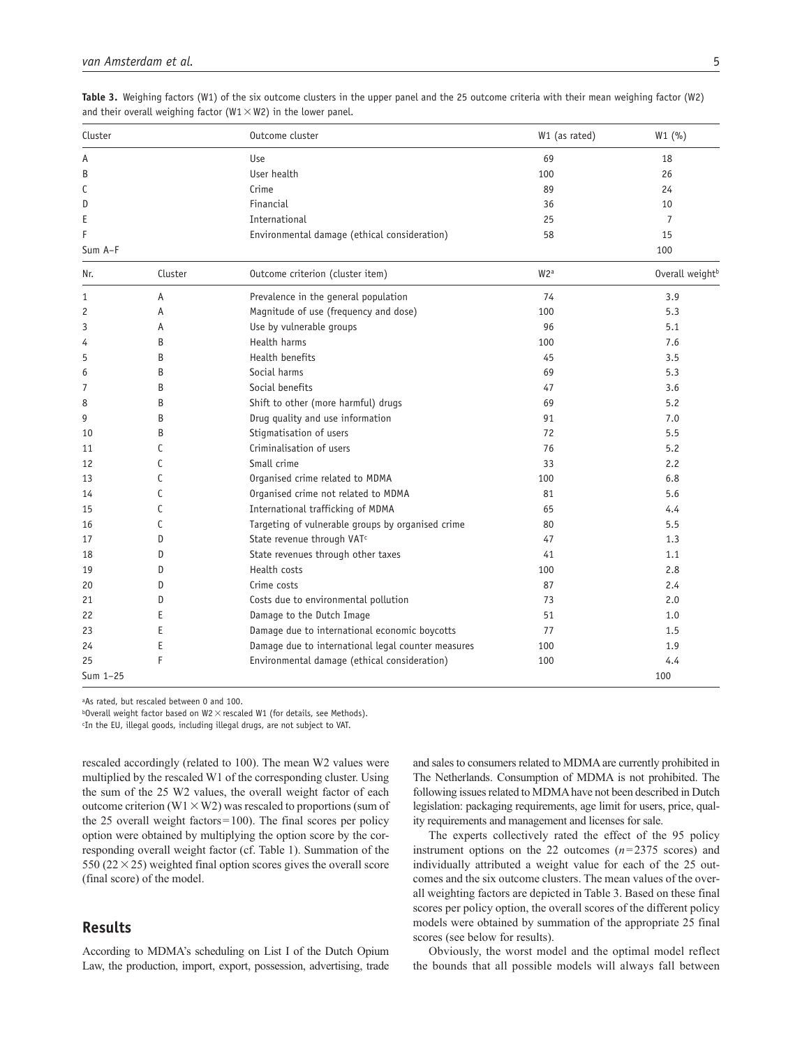**Table 3.** Weighing factors (W1) of the six outcome clusters in the upper panel and the 25 outcome criteria with their mean weighing factor (W2) and their overall weighing factor (W1 × W2) in the lower panel.

| Cluster | | Outcome cluster | W1 (as rated) | W1 (%) |
|---|---|---|---|---|
| A | | Use | 69 | 18 |
| B | | User health | 100 | 26 |
| C | | Crime | 89 | 24 |
| D | | Financial | 36 | 10 |
| E | | International | 25 | 7 |
| F | | Environmental damage (ethical consideration) | 58 | 15 |
| Sum A–F | | | | 100 |
| **Nr.** | **Cluster** | **Outcome criterion (cluster item)** | **W2[a]** | **Overall weight[b]** |
| 1 | A | Prevalence in the general population | 74 | 3.9 |
| 2 | A | Magnitude of use (frequency and dose) | 100 | 5.3 |
| 3 | A | Use by vulnerable groups | 96 | 5.1 |
| 4 | B | Health harms | 100 | 7.6 |
| 5 | B | Health benefits | 45 | 3.5 |
| 6 | B | Social harms | 69 | 5.3 |
| 7 | B | Social benefits | 47 | 3.6 |
| 8 | B | Shift to other (more harmful) drugs | 69 | 5.2 |
| 9 | B | Drug quality and use information | 91 | 7.0 |
| 10 | B | Stigmatisation of users | 72 | 5.5 |
| 11 | C | Criminalisation of users | 76 | 5.2 |
| 12 | C | Small crime | 33 | 2.2 |
| 13 | C | Organised crime related to MDMA | 100 | 6.8 |
| 14 | C | Organised crime not related to MDMA | 81 | 5.6 |
| 15 | C | International trafficking of MDMA | 65 | 4.4 |
| 16 | C | Targeting of vulnerable groups by organised crime | 80 | 5.5 |
| 17 | D | State revenue through VAT[c] | 47 | 1.3 |
| 18 | D | State revenues through other taxes | 41 | 1.1 |
| 19 | D | Health costs | 100 | 2.8 |
| 20 | D | Crime costs | 87 | 2.4 |
| 21 | D | Costs due to environmental pollution | 73 | 2.0 |
| 22 | E | Damage to the Dutch Image | 51 | 1.0 |
| 23 | E | Damage due to international economic boycotts | 77 | 1.5 |
| 24 | E | Damage due to international legal counter measures | 100 | 1.9 |
| 25 | F | Environmental damage (ethical consideration) | 100 | 4.4 |
| Sum 1–25 | | | | 100 |

[a]As rated, but rescaled between 0 and 100.
[b]Overall weight factor based on W2 × rescaled W1 (for details, see Methods).
[c]In the EU, illegal goods, including illegal drugs, are not subject to VAT.

rescaled accordingly (related to 100). The mean W2 values were multiplied by the rescaled W1 of the corresponding cluster. Using the sum of the 25 W2 values, the overall weight factor of each outcome criterion (W1 × W2) was rescaled to proportions (sum of the 25 overall weight factors = 100). The final scores per policy option were obtained by multiplying the option score by the corresponding overall weight factor (cf. Table 1). Summation of the 550 (22 × 25) weighted final option scores gives the overall score (final score) of the model.

## Results

According to MDMA's scheduling on List I of the Dutch Opium Law, the production, import, export, possession, advertising, trade and sales to consumers related to MDMA are currently prohibited in The Netherlands. Consumption of MDMA is not prohibited. The following issues related to MDMA have not been described in Dutch legislation: packaging requirements, age limit for users, price, quality requirements and management and licenses for sale.

The experts collectively rated the effect of the 95 policy instrument options on the 22 outcomes ($n = 2375$ scores) and individually attributed a weight value for each of the 25 outcomes and the six outcome clusters. The mean values of the overall weighting factors are depicted in Table 3. Based on these final scores per policy option, the overall scores of the different policy models were obtained by summation of the appropriate 25 final scores (see below for results).

Obviously, the worst model and the optimal model reflect the bounds that all possible models will always fall between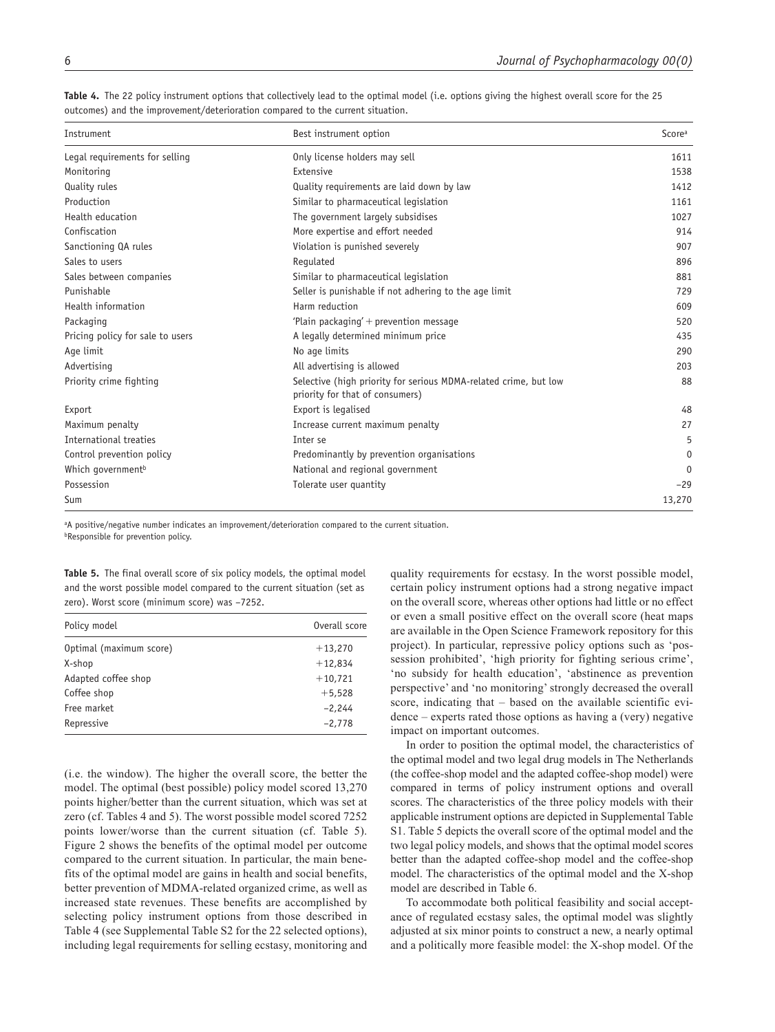**Table 4.** The 22 policy instrument options that collectively lead to the optimal model (i.e. options giving the highest overall score for the 25 outcomes) and the improvement/deterioration compared to the current situation.

| Instrument | Best instrument option | Score[a] |
|---|---|---|
| Legal requirements for selling | Only license holders may sell | 1611 |
| Monitoring | Extensive | 1538 |
| Quality rules | Quality requirements are laid down by law | 1412 |
| Production | Similar to pharmaceutical legislation | 1161 |
| Health education | The government largely subsidises | 1027 |
| Confiscation | More expertise and effort needed | 914 |
| Sanctioning QA rules | Violation is punished severely | 907 |
| Sales to users | Regulated | 896 |
| Sales between companies | Similar to pharmaceutical legislation | 881 |
| Punishable | Seller is punishable if not adhering to the age limit | 729 |
| Health information | Harm reduction | 609 |
| Packaging | 'Plain packaging' + prevention message | 520 |
| Pricing policy for sale to users | A legally determined minimum price | 435 |
| Age limit | No age limits | 290 |
| Advertising | All advertising is allowed | 203 |
| Priority crime fighting | Selective (high priority for serious MDMA-related crime, but low priority for that of consumers) | 88 |
| Export | Export is legalised | 48 |
| Maximum penalty | Increase current maximum penalty | 27 |
| International treaties | Inter se | 5 |
| Control prevention policy | Predominantly by prevention organisations | 0 |
| Which government[b] | National and regional government | 0 |
| Possession | Tolerate user quantity | −29 |
| Sum | | 13,270 |

[a]A positive/negative number indicates an improvement/deterioration compared to the current situation.
[b]Responsible for prevention policy.

**Table 5.** The final overall score of six policy models, the optimal model and the worst possible model compared to the current situation (set as zero). Worst score (minimum score) was −7252.

| Policy model | Overall score |
|---|---|
| Optimal (maximum score) | +13,270 |
| X-shop | +12,834 |
| Adapted coffee shop | +10,721 |
| Coffee shop | +5,528 |
| Free market | −2,244 |
| Repressive | −2,778 |

(i.e. the window). The higher the overall score, the better the model. The optimal (best possible) policy model scored 13,270 points higher/better than the current situation, which was set at zero (cf. Tables 4 and 5). The worst possible model scored 7252 points lower/worse than the current situation (cf. Table 5). Figure 2 shows the benefits of the optimal model per outcome compared to the current situation. In particular, the main benefits of the optimal model are gains in health and social benefits, better prevention of MDMA-related organized crime, as well as increased state revenues. These benefits are accomplished by selecting policy instrument options from those described in Table 4 (see Supplemental Table S2 for the 22 selected options), including legal requirements for selling ecstasy, monitoring and quality requirements for ecstasy. In the worst possible model, certain policy instrument options had a strong negative impact on the overall score, whereas other options had little or no effect or even a small positive effect on the overall score (heat maps are available in the Open Science Framework repository for this project). In particular, repressive policy options such as 'possession prohibited', 'high priority for fighting serious crime', 'no subsidy for health education', 'abstinence as prevention perspective' and 'no monitoring' strongly decreased the overall score, indicating that – based on the available scientific evidence – experts rated those options as having a (very) negative impact on important outcomes.

In order to position the optimal model, the characteristics of the optimal model and two legal drug models in The Netherlands (the coffee-shop model and the adapted coffee-shop model) were compared in terms of policy instrument options and overall scores. The characteristics of the three policy models with their applicable instrument options are depicted in Supplemental Table S1. Table 5 depicts the overall score of the optimal model and the two legal policy models, and shows that the optimal model scores better than the adapted coffee-shop model and the coffee-shop model. The characteristics of the optimal model and the X-shop model are described in Table 6.

To accommodate both political feasibility and social acceptance of regulated ecstasy sales, the optimal model was slightly adjusted at six minor points to construct a new, a nearly optimal and a politically more feasible model: the X-shop model. Of the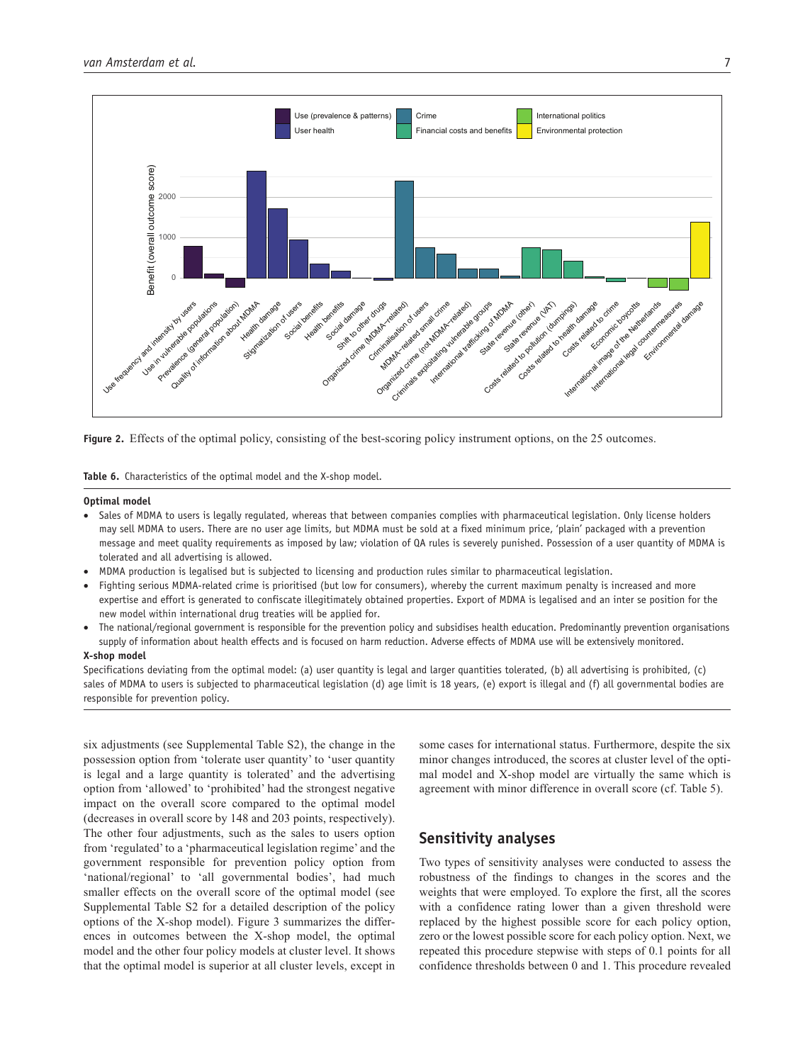Figure 2. Effects of the optimal policy, consisting of the best-scoring policy instrument options, on the 25 outcomes.

Table 6. Characteristics of the optimal model and the X-shop model.

**Optimal model**

- Sales of MDMA to users is legally regulated, whereas that between companies complies with pharmaceutical legislation. Only license holders may sell MDMA to users. There are no user age limits, but MDMA must be sold at a fixed minimum price, 'plain' packaged with a prevention message and meet quality requirements as imposed by law; violation of QA rules is severely punished. Possession of a user quantity of MDMA is tolerated and all advertising is allowed.
- MDMA production is legalised but is subjected to licensing and production rules similar to pharmaceutical legislation.
- Fighting serious MDMA-related crime is prioritised (but low for consumers), whereby the current maximum penalty is increased and more expertise and effort is generated to confiscate illegitimately obtained properties. Export of MDMA is legalised and an inter se position for the new model within international drug treaties will be applied for.
- The national/regional government is responsible for the prevention policy and subsidises health education. Predominantly prevention organisations supply of information about health effects and is focused on harm reduction. Adverse effects of MDMA use will be extensively monitored.

**X-shop model**

Specifications deviating from the optimal model: (a) user quantity is legal and larger quantities tolerated, (b) all advertising is prohibited, (c) sales of MDMA to users is subjected to pharmaceutical legislation (d) age limit is 18 years, (e) export is illegal and (f) all governmental bodies are responsible for prevention policy.

six adjustments (see Supplemental Table S2), the change in the possession option from 'tolerate user quantity' to 'user quantity is legal and a large quantity is tolerated' and the advertising option from 'allowed' to 'prohibited' had the strongest negative impact on the overall score compared to the optimal model (decreases in overall score by 148 and 203 points, respectively). The other four adjustments, such as the sales to users option from 'regulated' to a 'pharmaceutical legislation regime' and the government responsible for prevention policy option from 'national/regional' to 'all governmental bodies', had much smaller effects on the overall score of the optimal model (see Supplemental Table S2 for a detailed description of the policy options of the X-shop model). Figure 3 summarizes the differences in outcomes between the X-shop model, the optimal model and the other four policy models at cluster level. It shows that the optimal model is superior at all cluster levels, except in some cases for international status. Furthermore, despite the six minor changes introduced, the scores at cluster level of the optimal model and X-shop model are virtually the same which is agreement with minor difference in overall score (cf. Table 5).

## Sensitivity analyses

Two types of sensitivity analyses were conducted to assess the robustness of the findings to changes in the scores and the weights that were employed. To explore the first, all the scores with a confidence rating lower than a given threshold were replaced by the highest possible score for each policy option, zero or the lowest possible score for each policy option. Next, we repeated this procedure stepwise with steps of 0.1 points for all confidence thresholds between 0 and 1. This procedure revealed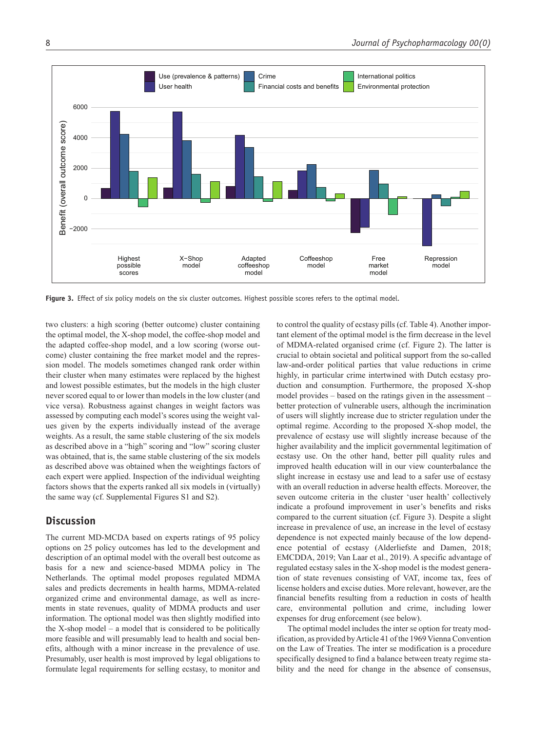Figure 3. Effect of six policy models on the six cluster outcomes. Highest possible scores refers to the optimal model.

two clusters: a high scoring (better outcome) cluster containing the optimal model, the X-shop model, the coffee-shop model and the adapted coffee-shop model, and a low scoring (worse outcome) cluster containing the free market model and the repression model. The models sometimes changed rank order within their cluster when many estimates were replaced by the highest and lowest possible estimates, but the models in the high cluster never scored equal to or lower than models in the low cluster (and vice versa). Robustness against changes in weight factors was assessed by computing each model's scores using the weight values given by the experts individually instead of the average weights. As a result, the same stable clustering of the six models as described above in a "high" scoring and "low" scoring cluster was obtained, that is, the same stable clustering of the six models as described above was obtained when the weightings factors of each expert were applied. Inspection of the individual weighting factors shows that the experts ranked all six models in (virtually) the same way (cf. Supplemental Figures S1 and S2).

## Discussion

The current MD-MCDA based on experts ratings of 95 policy options on 25 policy outcomes has led to the development and description of an optimal model with the overall best outcome as basis for a new and science-based MDMA policy in The Netherlands. The optimal model proposes regulated MDMA sales and predicts decrements in health harms, MDMA-related organized crime and environmental damage, as well as increments in state revenues, quality of MDMA products and user information. The optional model was then slightly modified into the X-shop model – a model that is considered to be politically more feasible and will presumably lead to health and social benefits, although with a minor increase in the prevalence of use. Presumably, user health is most improved by legal obligations to formulate legal requirements for selling ecstasy, to monitor and to control the quality of ecstasy pills (cf. Table 4). Another important element of the optimal model is the firm decrease in the level of MDMA-related organised crime (cf. Figure 2). The latter is crucial to obtain societal and political support from the so-called law-and-order political parties that value reductions in crime highly, in particular crime intertwined with Dutch ecstasy production and consumption. Furthermore, the proposed X-shop model provides – based on the ratings given in the assessment – better protection of vulnerable users, although the incrimination of users will slightly increase due to stricter regulation under the optimal regime. According to the proposed X-shop model, the prevalence of ecstasy use will slightly increase because of the higher availability and the implicit governmental legitimation of ecstasy use. On the other hand, better pill quality rules and improved health education will in our view counterbalance the slight increase in ecstasy use and lead to a safer use of ecstasy with an overall reduction in adverse health effects. Moreover, the seven outcome criteria in the cluster 'user health' collectively indicate a profound improvement in user's benefits and risks compared to the current situation (cf. Figure 3). Despite a slight increase in prevalence of use, an increase in the level of ecstasy dependence is not expected mainly because of the low dependence potential of ecstasy (Alderliefste and Damen, 2018; EMCDDA, 2019; Van Laar et al., 2019). A specific advantage of regulated ecstasy sales in the X-shop model is the modest generation of state revenues consisting of VAT, income tax, fees of license holders and excise duties. More relevant, however, are the financial benefits resulting from a reduction in costs of health care, environmental pollution and crime, including lower expenses for drug enforcement (see below).

The optimal model includes the inter se option for treaty modification, as provided by Article 41 of the 1969 Vienna Convention on the Law of Treaties. The inter se modification is a procedure specifically designed to find a balance between treaty regime stability and the need for change in the absence of consensus,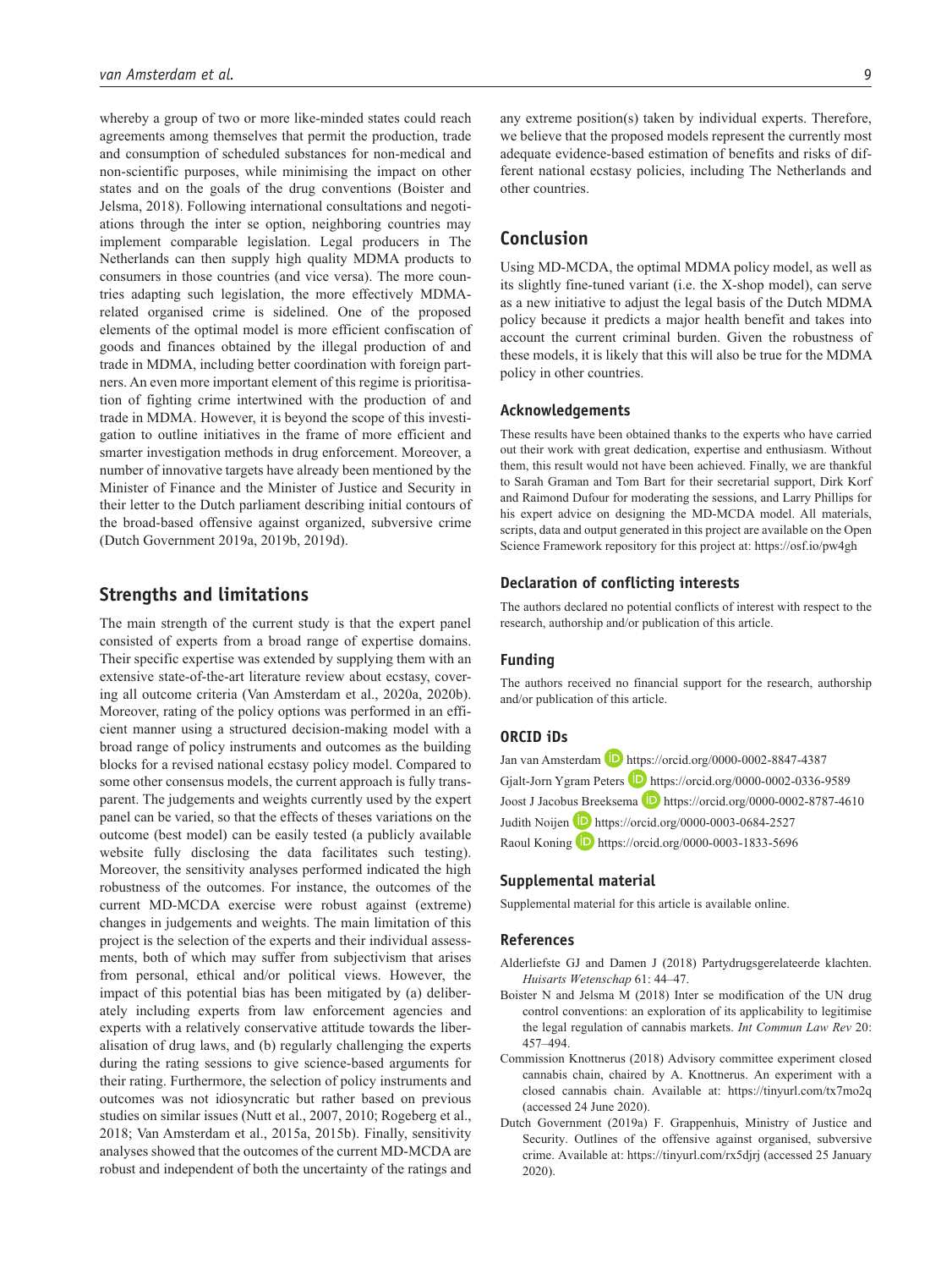whereby a group of two or more like-minded states could reach agreements among themselves that permit the production, trade and consumption of scheduled substances for non-medical and non-scientific purposes, while minimising the impact on other states and on the goals of the drug conventions (Boister and Jelsma, 2018). Following international consultations and negotiations through the inter se option, neighboring countries may implement comparable legislation. Legal producers in The Netherlands can then supply high quality MDMA products to consumers in those countries (and vice versa). The more countries adapting such legislation, the more effectively MDMA-related organised crime is sidelined. One of the proposed elements of the optimal model is more efficient confiscation of goods and finances obtained by the illegal production of and trade in MDMA, including better coordination with foreign partners. An even more important element of this regime is prioritisation of fighting crime intertwined with the production of and trade in MDMA. However, it is beyond the scope of this investigation to outline initiatives in the frame of more efficient and smarter investigation methods in drug enforcement. Moreover, a number of innovative targets have already been mentioned by the Minister of Finance and the Minister of Justice and Security in their letter to the Dutch parliament describing initial contours of the broad-based offensive against organized, subversive crime (Dutch Government 2019a, 2019b, 2019d).

## Strengths and limitations

The main strength of the current study is that the expert panel consisted of experts from a broad range of expertise domains. Their specific expertise was extended by supplying them with an extensive state-of-the-art literature review about ecstasy, covering all outcome criteria (Van Amsterdam et al., 2020a, 2020b). Moreover, rating of the policy options was performed in an efficient manner using a structured decision-making model with a broad range of policy instruments and outcomes as the building blocks for a revised national ecstasy policy model. Compared to some other consensus models, the current approach is fully transparent. The judgements and weights currently used by the expert panel can be varied, so that the effects of theses variations on the outcome (best model) can be easily tested (a publicly available website fully disclosing the data facilitates such testing). Moreover, the sensitivity analyses performed indicated the high robustness of the outcomes. For instance, the outcomes of the current MD-MCDA exercise were robust against (extreme) changes in judgements and weights. The main limitation of this project is the selection of the experts and their individual assessments, both of which may suffer from subjectivism that arises from personal, ethical and/or political views. However, the impact of this potential bias has been mitigated by (a) deliberately including experts from law enforcement agencies and experts with a relatively conservative attitude towards the liberalisation of drug laws, and (b) regularly challenging the experts during the rating sessions to give science-based arguments for their rating. Furthermore, the selection of policy instruments and outcomes was not idiosyncratic but rather based on previous studies on similar issues (Nutt et al., 2007, 2010; Rogeberg et al., 2018; Van Amsterdam et al., 2015a, 2015b). Finally, sensitivity analyses showed that the outcomes of the current MD-MCDA are robust and independent of both the uncertainty of the ratings and any extreme position(s) taken by individual experts. Therefore, we believe that the proposed models represent the currently most adequate evidence-based estimation of benefits and risks of different national ecstasy policies, including The Netherlands and other countries.

## Conclusion

Using MD-MCDA, the optimal MDMA policy model, as well as its slightly fine-tuned variant (i.e. the X-shop model), can serve as a new initiative to adjust the legal basis of the Dutch MDMA policy because it predicts a major health benefit and takes into account the current criminal burden. Given the robustness of these models, it is likely that this will also be true for the MDMA policy in other countries.

### Acknowledgements

These results have been obtained thanks to the experts who have carried out their work with great dedication, expertise and enthusiasm. Without them, this result would not have been achieved. Finally, we are thankful to Sarah Graman and Tom Bart for their secretarial support, Dirk Korf and Raimond Dufour for moderating the sessions, and Larry Phillips for his expert advice on designing the MD-MCDA model. All materials, scripts, data and output generated in this project are available on the Open Science Framework repository for this project at: https://osf.io/pw4gh

### Declaration of conflicting interests

The authors declared no potential conflicts of interest with respect to the research, authorship and/or publication of this article.

### Funding

The authors received no financial support for the research, authorship and/or publication of this article.

### ORCID iDs

Jan van Amsterdam https://orcid.org/0000-0002-8847-4387
Gjalt-Jorn Ygram Peters https://orcid.org/0000-0002-0336-9589
Joost J Jacobus Breeksema https://orcid.org/0000-0002-8787-4610
Judith Noijen https://orcid.org/0000-0003-0684-2527
Raoul Koning https://orcid.org/0000-0003-1833-5696

### Supplemental material

Supplemental material for this article is available online.

### References

Alderliefste GJ and Damen J (2018) Partydrugsgerelateerde klachten. *Huisarts Wetenschap* 61: 44–47.

Boister N and Jelsma M (2018) Inter se modification of the UN drug control conventions: an exploration of its applicability to legitimise the legal regulation of cannabis markets. *Int Commun Law Rev* 20: 457–494.

Commission Knottnerus (2018) Advisory committee experiment closed cannabis chain, chaired by A. Knottnerus. An experiment with a closed cannabis chain. Available at: https://tinyurl.com/tx7mo2q (accessed 24 June 2020).

Dutch Government (2019a) F. Grappenhuis, Ministry of Justice and Security. Outlines of the offensive against organised, subversive crime. Available at: https://tinyurl.com/rx5djrj (accessed 25 January 2020).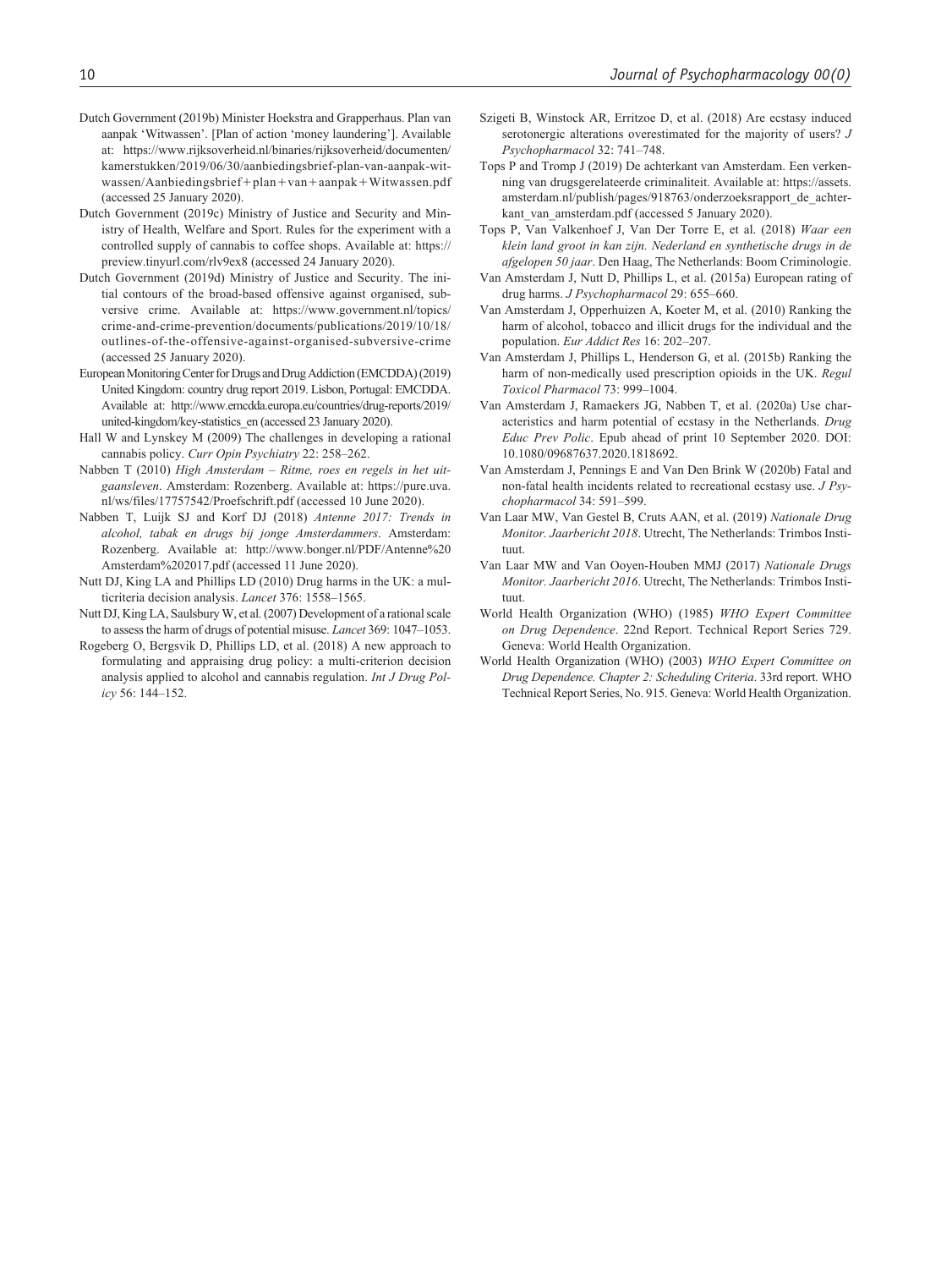Dutch Government (2019b) Minister Hoekstra and Grapperhaus. Plan van aanpak 'Witwassen'. [Plan of action 'money laundering']. Available at: https://www.rijksoverheid.nl/binaries/rijksoverheid/documenten/kamerstukken/2019/06/30/aanbiedingsbrief-plan-van-aanpak-witwassen/Aanbiedingsbrief+plan+van+aanpak+Witwassen.pdf (accessed 25 January 2020).

Dutch Government (2019c) Ministry of Justice and Security and Ministry of Health, Welfare and Sport. Rules for the experiment with a controlled supply of cannabis to coffee shops. Available at: https://preview.tinyurl.com/rlv9ex8 (accessed 24 January 2020).

Dutch Government (2019d) Ministry of Justice and Security. The initial contours of the broad-based offensive against organised, subversive crime. Available at: https://www.government.nl/topics/crime-and-crime-prevention/documents/publications/2019/10/18/outlines-of-the-offensive-against-organised-subversive-crime (accessed 25 January 2020).

European Monitoring Center for Drugs and Drug Addiction (EMCDDA) (2019) United Kingdom: country drug report 2019. Lisbon, Portugal: EMCDDA. Available at: http://www.emcdda.europa.eu/countries/drug-reports/2019/united-kingdom/key-statistics_en (accessed 23 January 2020).

Hall W and Lynskey M (2009) The challenges in developing a rational cannabis policy. *Curr Opin Psychiatry* 22: 258–262.

Nabben T (2010) *High Amsterdam – Ritme, roes en regels in het uitgaansleven*. Amsterdam: Rozenberg. Available at: https://pure.uva.nl/ws/files/17757542/Proefschrift.pdf (accessed 10 June 2020).

Nabben T, Luijk SJ and Korf DJ (2018) *Antenne 2017: Trends in alcohol, tabak en drugs bij jonge Amsterdammers*. Amsterdam: Rozenberg. Available at: http://www.bonger.nl/PDF/Antenne%20Amsterdam%202017.pdf (accessed 11 June 2020).

Nutt DJ, King LA and Phillips LD (2010) Drug harms in the UK: a multicriteria decision analysis. *Lancet* 376: 1558–1565.

Nutt DJ, King LA, Saulsbury W, et al. (2007) Development of a rational scale to assess the harm of drugs of potential misuse. *Lancet* 369: 1047–1053.

Rogeberg O, Bergsvik D, Phillips LD, et al. (2018) A new approach to formulating and appraising drug policy: a multi-criterion decision analysis applied to alcohol and cannabis regulation. *Int J Drug Policy* 56: 144–152.

Szigeti B, Winstock AR, Erritzoe D, et al. (2018) Are ecstasy induced serotonergic alterations overestimated for the majority of users? *J Psychopharmacol* 32: 741–748.

Tops P and Tromp J (2019) De achterkant van Amsterdam. Een verkenning van drugsgerelateerde criminaliteit. Available at: https://assets.amsterdam.nl/publish/pages/918763/onderzoeksrapport_de_achterkant_van_amsterdam.pdf (accessed 5 January 2020).

Tops P, Van Valkenhoef J, Van Der Torre E, et al. (2018) *Waar een klein land groot in kan zijn. Nederland en synthetische drugs in de afgelopen 50 jaar*. Den Haag, The Netherlands: Boom Criminologie.

Van Amsterdam J, Nutt D, Phillips L, et al. (2015a) European rating of drug harms. *J Psychopharmacol* 29: 655–660.

Van Amsterdam J, Opperhuizen A, Koeter M, et al. (2010) Ranking the harm of alcohol, tobacco and illicit drugs for the individual and the population. *Eur Addict Res* 16: 202–207.

Van Amsterdam J, Phillips L, Henderson G, et al. (2015b) Ranking the harm of non-medically used prescription opioids in the UK. *Regul Toxicol Pharmacol* 73: 999–1004.

Van Amsterdam J, Ramaekers JG, Nabben T, et al. (2020a) Use characteristics and harm potential of ecstasy in the Netherlands. *Drug Educ Prev Polic*. Epub ahead of print 10 September 2020. DOI: 10.1080/09687637.2020.1818692.

Van Amsterdam J, Pennings E and Van Den Brink W (2020b) Fatal and non-fatal health incidents related to recreational ecstasy use. *J Psychopharmacol* 34: 591–599.

Van Laar MW, Van Gestel B, Cruts AAN, et al. (2019) *Nationale Drug Monitor. Jaarbericht 2018*. Utrecht, The Netherlands: Trimbos Instituut.

Van Laar MW and Van Ooyen-Houben MMJ (2017) *Nationale Drugs Monitor. Jaarbericht 2016*. Utrecht, The Netherlands: Trimbos Instituut.

World Health Organization (WHO) (1985) *WHO Expert Committee on Drug Dependence*. 22nd Report. Technical Report Series 729. Geneva: World Health Organization.

World Health Organization (WHO) (2003) *WHO Expert Committee on Drug Dependence. Chapter 2: Scheduling Criteria*. 33rd report. WHO Technical Report Series, No. 915. Geneva: World Health Organization.